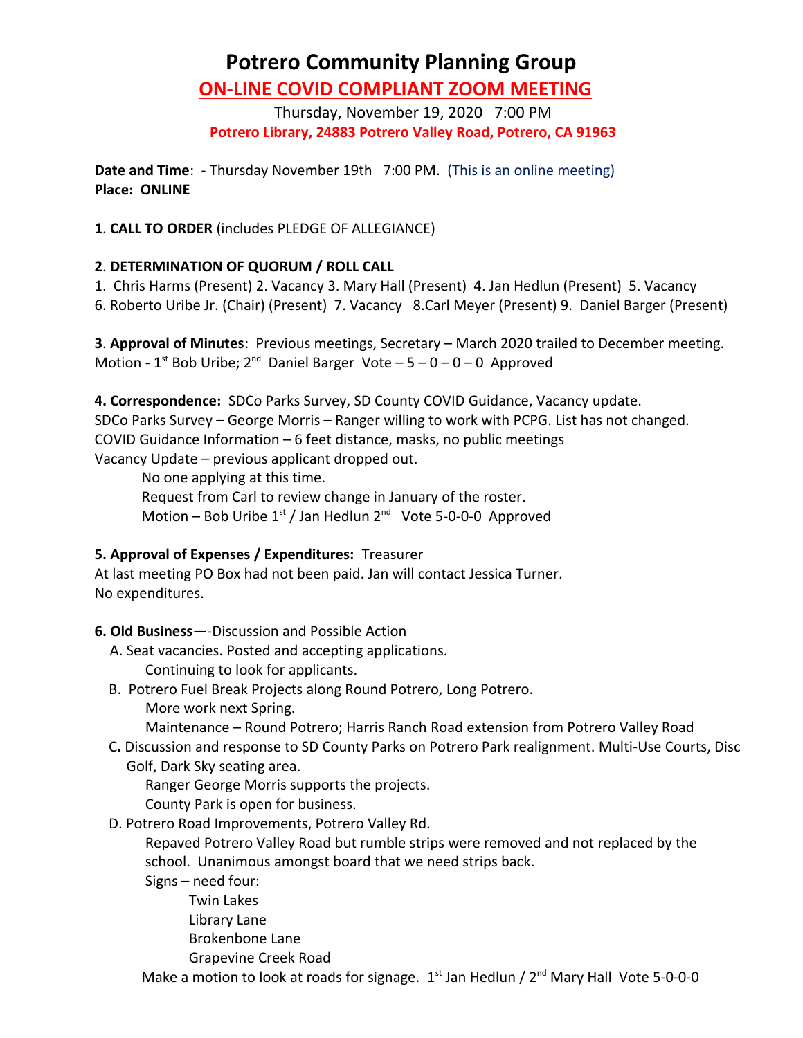# Potrero Community Planning Group

## ON-LINE COVID COMPLIANT ZOOM MEETING

Thursday, November 19, 2020 7:00 PM

**Potrero Library, 24883 Potrero Valley Road, Potrero, CA 91963**

**Date and Time**: - Thursday November 19th 7:00 PM. (This is an online meeting)
**Place: ONLINE**

**1**. **CALL TO ORDER** (includes PLEDGE OF ALLEGIANCE)

**2**. **DETERMINATION OF QUORUM / ROLL CALL**

1. Chris Harms (Present) 2. Vacancy 3. Mary Hall (Present) 4. Jan Hedlun (Present) 5. Vacancy
6. Roberto Uribe Jr. (Chair) (Present) 7. Vacancy 8. Carl Meyer (Present) 9. Daniel Barger (Present)

**3**. **Approval of Minutes**: Previous meetings, Secretary – March 2020 trailed to December meeting.
Motion - 1st Bob Uribe; 2nd Daniel Barger Vote – 5 – 0 – 0 – 0 Approved

**4. Correspondence:** SDCo Parks Survey, SD County COVID Guidance, Vacancy update.
SDCo Parks Survey – George Morris – Ranger willing to work with PCPG. List has not changed.
COVID Guidance Information – 6 feet distance, masks, no public meetings
Vacancy Update – previous applicant dropped out.

No one applying at this time.
Request from Carl to review change in January of the roster.
Motion – Bob Uribe 1st / Jan Hedlun 2nd Vote 5-0-0-0 Approved

**5. Approval of Expenses / Expenditures:** Treasurer
At last meeting PO Box had not been paid. Jan will contact Jessica Turner.
No expenditures.

**6. Old Business**—-Discussion and Possible Action

A. Seat vacancies. Posted and accepting applications.
   Continuing to look for applicants.

B. Potrero Fuel Break Projects along Round Potrero, Long Potrero.
   More work next Spring.
   Maintenance – Round Potrero; Harris Ranch Road extension from Potrero Valley Road

C. Discussion and response to SD County Parks on Potrero Park realignment. Multi-Use Courts, Disc Golf, Dark Sky seating area.
   Ranger George Morris supports the projects.
   County Park is open for business.

D. Potrero Road Improvements, Potrero Valley Rd.
   Repaved Potrero Valley Road but rumble strips were removed and not replaced by the school. Unanimous amongst board that we need strips back.
   Signs – need four:
   - Twin Lakes
   - Library Lane
   - Brokenbone Lane
   - Grapevine Creek Road

   Make a motion to look at roads for signage. 1st Jan Hedlun / 2nd Mary Hall Vote 5-0-0-0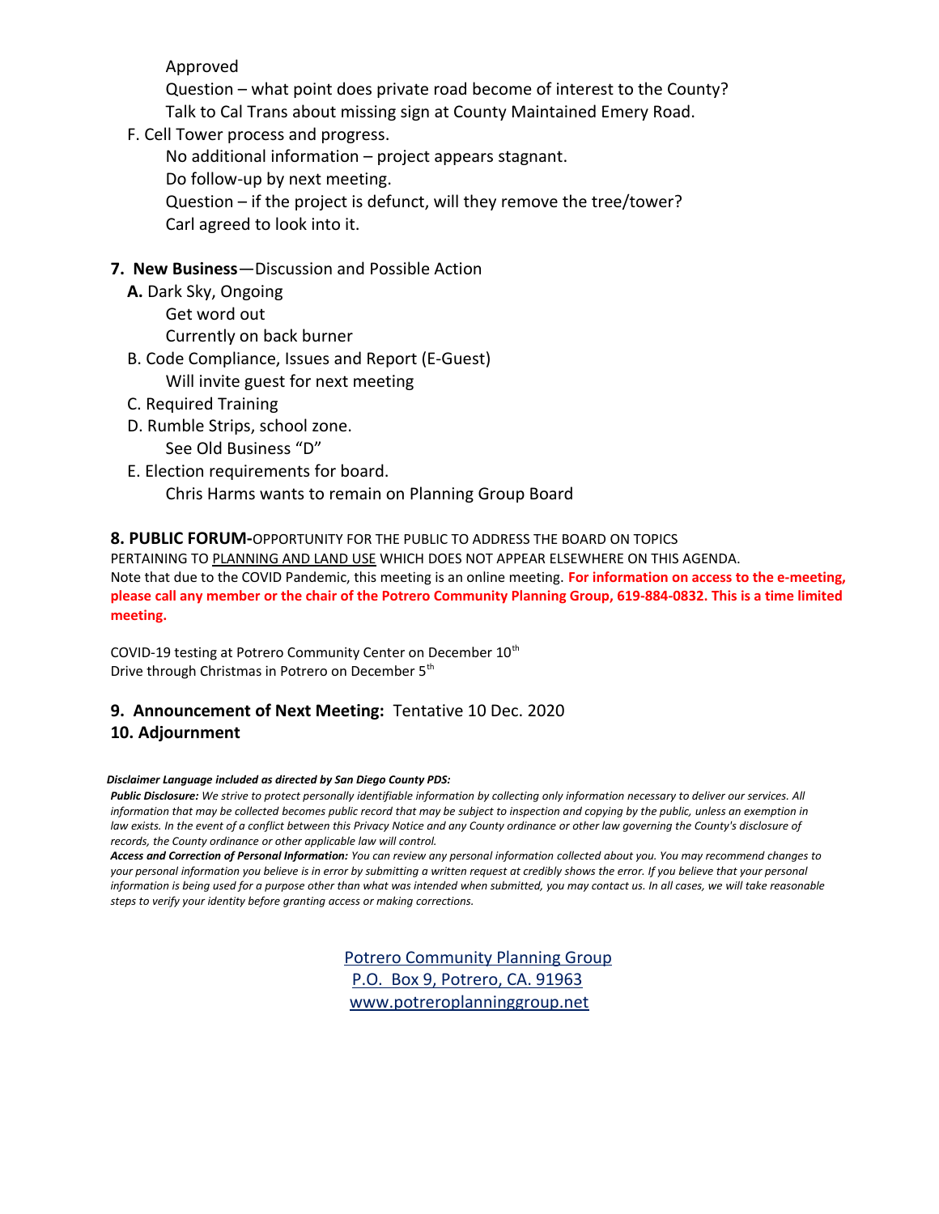Approved

Question – what point does private road become of interest to the County?

Talk to Cal Trans about missing sign at County Maintained Emery Road.

F. Cell Tower process and progress.

No additional information – project appears stagnant.

Do follow-up by next meeting.

Question – if the project is defunct, will they remove the tree/tower?

Carl agreed to look into it.

**7. New Business**—Discussion and Possible Action

**A.** Dark Sky, Ongoing

Get word out

Currently on back burner

B. Code Compliance, Issues and Report (E-Guest)

Will invite guest for next meeting

C. Required Training

D. Rumble Strips, school zone.

See Old Business "D"

E. Election requirements for board.

Chris Harms wants to remain on Planning Group Board

**8. PUBLIC FORUM-**OPPORTUNITY FOR THE PUBLIC TO ADDRESS THE BOARD ON TOPICS PERTAINING TO PLANNING AND LAND USE WHICH DOES NOT APPEAR ELSEWHERE ON THIS AGENDA.

Note that due to the COVID Pandemic, this meeting is an online meeting. **For information on access to the e-meeting, please call any member or the chair of the Potrero Community Planning Group, 619-884-0832. This is a time limited meeting.**

COVID-19 testing at Potrero Community Center on December 10th

Drive through Christmas in Potrero on December 5th

**9. Announcement of Next Meeting:** Tentative 10 Dec. 2020

**10. Adjournment**

***Disclaimer Language included as directed by San Diego County PDS:***

***Public Disclosure:*** *We strive to protect personally identifiable information by collecting only information necessary to deliver our services. All information that may be collected becomes public record that may be subject to inspection and copying by the public, unless an exemption in law exists. In the event of a conflict between this Privacy Notice and any County ordinance or other law governing the County's disclosure of records, the County ordinance or other applicable law will control.*

***Access and Correction of Personal Information:*** *You can review any personal information collected about you. You may recommend changes to your personal information you believe is in error by submitting a written request at credibly shows the error. If you believe that your personal information is being used for a purpose other than what was intended when submitted, you may contact us. In all cases, we will take reasonable steps to verify your identity before granting access or making corrections.*

Potrero Community Planning Group

P.O. Box 9, Potrero, CA. 91963

www.potreroplanninggroup.net